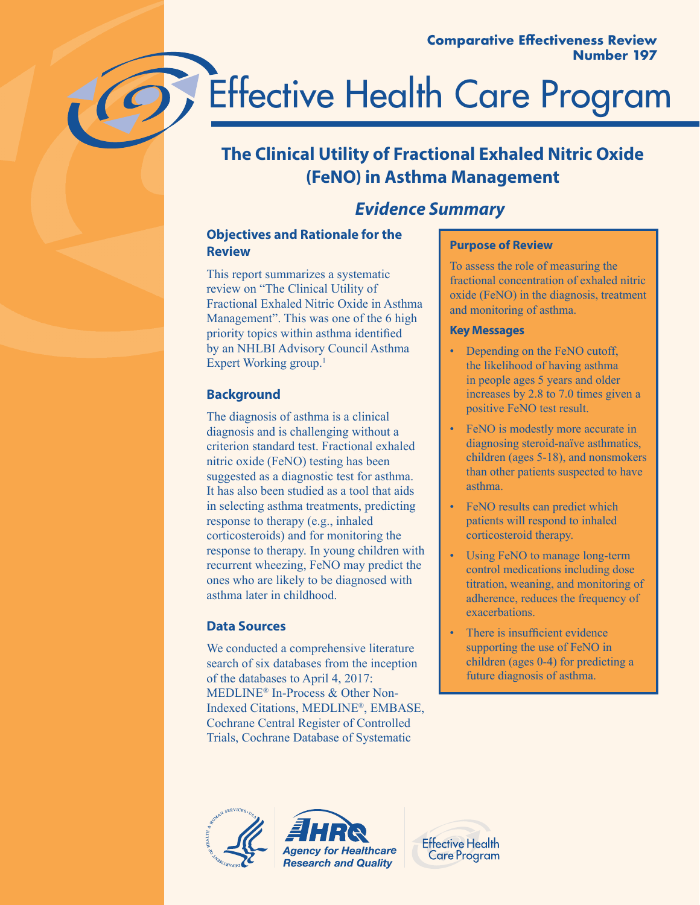Comparative Effectiveness Review
Number 197

# Effective Health Care Program

## The Clinical Utility of Fractional Exhaled Nitric Oxide (FeNO) in Asthma Management

### *Evidence Summary*

### Objectives and Rationale for the Review

This report summarizes a systematic review on "The Clinical Utility of Fractional Exhaled Nitric Oxide in Asthma Management". This was one of the 6 high priority topics within asthma identified by an NHLBI Advisory Council Asthma Expert Working group.[1]

### Background

The diagnosis of asthma is a clinical diagnosis and is challenging without a criterion standard test. Fractional exhaled nitric oxide (FeNO) testing has been suggested as a diagnostic test for asthma. It has also been studied as a tool that aids in selecting asthma treatments, predicting response to therapy (e.g., inhaled corticosteroids) and for monitoring the response to therapy. In young children with recurrent wheezing, FeNO may predict the ones who are likely to be diagnosed with asthma later in childhood.

### Data Sources

We conducted a comprehensive literature search of six databases from the inception of the databases to April 4, 2017: MEDLINE® In-Process & Other Non-Indexed Citations, MEDLINE®, EMBASE, Cochrane Central Register of Controlled Trials, Cochrane Database of Systematic

#### Purpose of Review

To assess the role of measuring the fractional concentration of exhaled nitric oxide (FeNO) in the diagnosis, treatment and monitoring of asthma.

#### Key Messages

- Depending on the FeNO cutoff, the likelihood of having asthma in people ages 5 years and older increases by 2.8 to 7.0 times given a positive FeNO test result.
- FeNO is modestly more accurate in diagnosing steroid-naïve asthmatics, children (ages 5-18), and nonsmokers than other patients suspected to have asthma.
- FeNO results can predict which patients will respond to inhaled corticosteroid therapy.
- Using FeNO to manage long-term control medications including dose titration, weaning, and monitoring of adherence, reduces the frequency of exacerbations.
- There is insufficient evidence supporting the use of FeNO in children (ages 0-4) for predicting a future diagnosis of asthma.

Agency for Healthcare Research and Quality

Effective Health Care Program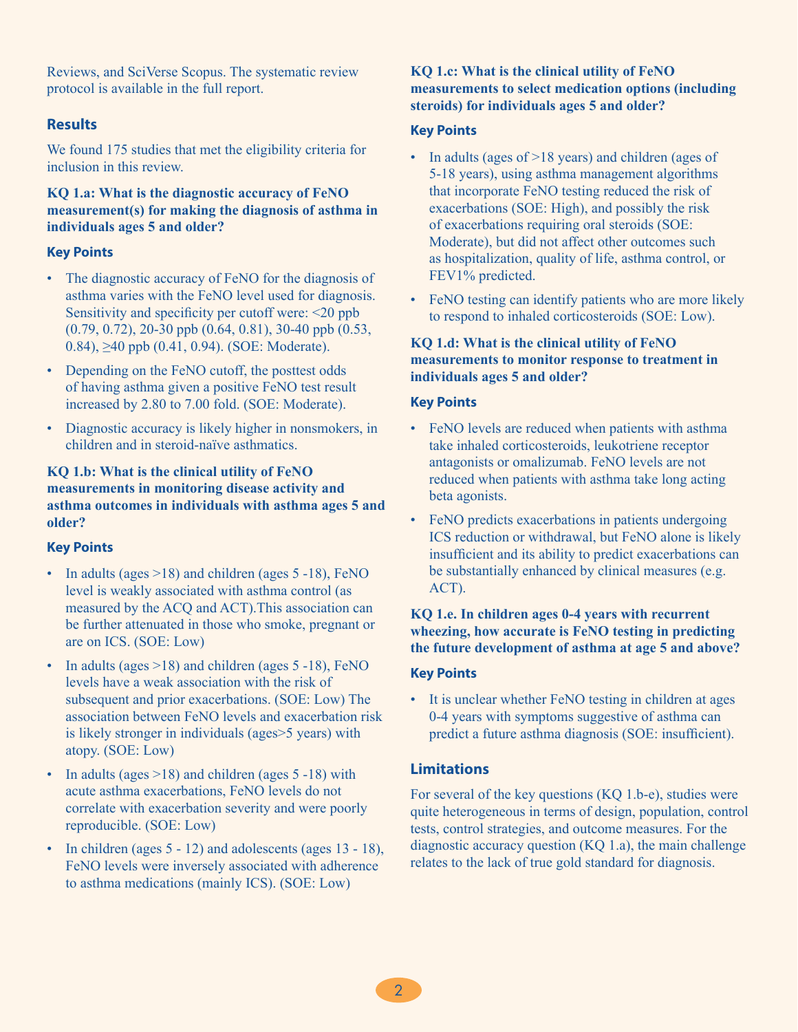Reviews, and SciVerse Scopus. The systematic review protocol is available in the full report.

## Results

We found 175 studies that met the eligibility criteria for inclusion in this review.

**KQ 1.a: What is the diagnostic accuracy of FeNO measurement(s) for making the diagnosis of asthma in individuals ages 5 and older?**

### Key Points

- The diagnostic accuracy of FeNO for the diagnosis of asthma varies with the FeNO level used for diagnosis. Sensitivity and specificity per cutoff were: <20 ppb (0.79, 0.72), 20-30 ppb (0.64, 0.81), 30-40 ppb (0.53, 0.84), ≥40 ppb (0.41, 0.94). (SOE: Moderate).
- Depending on the FeNO cutoff, the posttest odds of having asthma given a positive FeNO test result increased by 2.80 to 7.00 fold. (SOE: Moderate).
- Diagnostic accuracy is likely higher in nonsmokers, in children and in steroid-naïve asthmatics.

**KQ 1.b: What is the clinical utility of FeNO measurements in monitoring disease activity and asthma outcomes in individuals with asthma ages 5 and older?**

### Key Points

- In adults (ages >18) and children (ages 5 -18), FeNO level is weakly associated with asthma control (as measured by the ACQ and ACT).This association can be further attenuated in those who smoke, pregnant or are on ICS. (SOE: Low)
- In adults (ages >18) and children (ages 5 -18), FeNO levels have a weak association with the risk of subsequent and prior exacerbations. (SOE: Low) The association between FeNO levels and exacerbation risk is likely stronger in individuals (ages>5 years) with atopy. (SOE: Low)
- In adults (ages >18) and children (ages 5 -18) with acute asthma exacerbations, FeNO levels do not correlate with exacerbation severity and were poorly reproducible. (SOE: Low)
- In children (ages 5 - 12) and adolescents (ages 13 - 18), FeNO levels were inversely associated with adherence to asthma medications (mainly ICS). (SOE: Low)

**KQ 1.c: What is the clinical utility of FeNO measurements to select medication options (including steroids) for individuals ages 5 and older?**

### Key Points

- In adults (ages of >18 years) and children (ages of 5-18 years), using asthma management algorithms that incorporate FeNO testing reduced the risk of exacerbations (SOE: High), and possibly the risk of exacerbations requiring oral steroids (SOE: Moderate), but did not affect other outcomes such as hospitalization, quality of life, asthma control, or FEV1% predicted.
- FeNO testing can identify patients who are more likely to respond to inhaled corticosteroids (SOE: Low).

**KQ 1.d: What is the clinical utility of FeNO measurements to monitor response to treatment in individuals ages 5 and older?**

### Key Points

- FeNO levels are reduced when patients with asthma take inhaled corticosteroids, leukotriene receptor antagonists or omalizumab. FeNO levels are not reduced when patients with asthma take long acting beta agonists.
- FeNO predicts exacerbations in patients undergoing ICS reduction or withdrawal, but FeNO alone is likely insufficient and its ability to predict exacerbations can be substantially enhanced by clinical measures (e.g. ACT).

**KQ 1.e. In children ages 0-4 years with recurrent wheezing, how accurate is FeNO testing in predicting the future development of asthma at age 5 and above?**

### Key Points

- It is unclear whether FeNO testing in children at ages 0-4 years with symptoms suggestive of asthma can predict a future asthma diagnosis (SOE: insufficient).

## Limitations

For several of the key questions (KQ 1.b-e), studies were quite heterogeneous in terms of design, population, control tests, control strategies, and outcome measures. For the diagnostic accuracy question (KQ 1.a), the main challenge relates to the lack of true gold standard for diagnosis.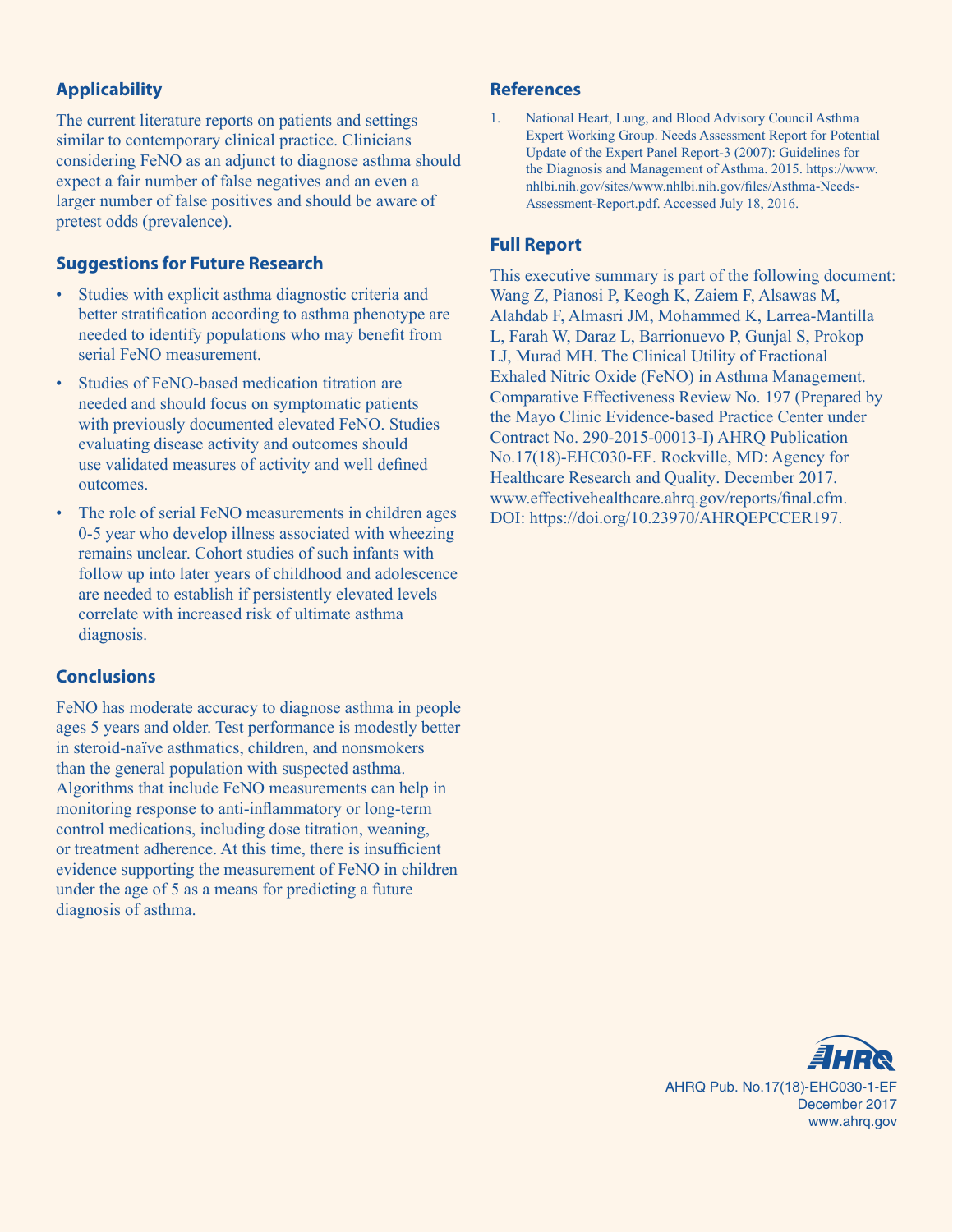## Applicability

The current literature reports on patients and settings similar to contemporary clinical practice. Clinicians considering FeNO as an adjunct to diagnose asthma should expect a fair number of false negatives and an even a larger number of false positives and should be aware of pretest odds (prevalence).

## Suggestions for Future Research

- Studies with explicit asthma diagnostic criteria and better stratification according to asthma phenotype are needed to identify populations who may benefit from serial FeNO measurement.
- Studies of FeNO-based medication titration are needed and should focus on symptomatic patients with previously documented elevated FeNO. Studies evaluating disease activity and outcomes should use validated measures of activity and well defined outcomes.
- The role of serial FeNO measurements in children ages 0-5 year who develop illness associated with wheezing remains unclear. Cohort studies of such infants with follow up into later years of childhood and adolescence are needed to establish if persistently elevated levels correlate with increased risk of ultimate asthma diagnosis.

## Conclusions

FeNO has moderate accuracy to diagnose asthma in people ages 5 years and older. Test performance is modestly better in steroid-naïve asthmatics, children, and nonsmokers than the general population with suspected asthma. Algorithms that include FeNO measurements can help in monitoring response to anti-inflammatory or long-term control medications, including dose titration, weaning, or treatment adherence. At this time, there is insufficient evidence supporting the measurement of FeNO in children under the age of 5 as a means for predicting a future diagnosis of asthma.

## References

1. National Heart, Lung, and Blood Advisory Council Asthma Expert Working Group. Needs Assessment Report for Potential Update of the Expert Panel Report-3 (2007): Guidelines for the Diagnosis and Management of Asthma. 2015. https://www.nhlbi.nih.gov/sites/www.nhlbi.nih.gov/files/Asthma-Needs-Assessment-Report.pdf. Accessed July 18, 2016.

## Full Report

This executive summary is part of the following document: Wang Z, Pianosi P, Keogh K, Zaiem F, Alsawas M, Alahdab F, Almasri JM, Mohammed K, Larrea-Mantilla L, Farah W, Daraz L, Barrionuevo P, Gunjal S, Prokop LJ, Murad MH. The Clinical Utility of Fractional Exhaled Nitric Oxide (FeNO) in Asthma Management. Comparative Effectiveness Review No. 197 (Prepared by the Mayo Clinic Evidence-based Practice Center under Contract No. 290-2015-00013-I) AHRQ Publication No.17(18)-EHC030-EF. Rockville, MD: Agency for Healthcare Research and Quality. December 2017. www.effectivehealthcare.ahrq.gov/reports/final.cfm. DOI: https://doi.org/10.23970/AHRQEPCCER197.

AHRQ

AHRQ Pub. No.17(18)-EHC030-1-EF
December 2017
www.ahrq.gov